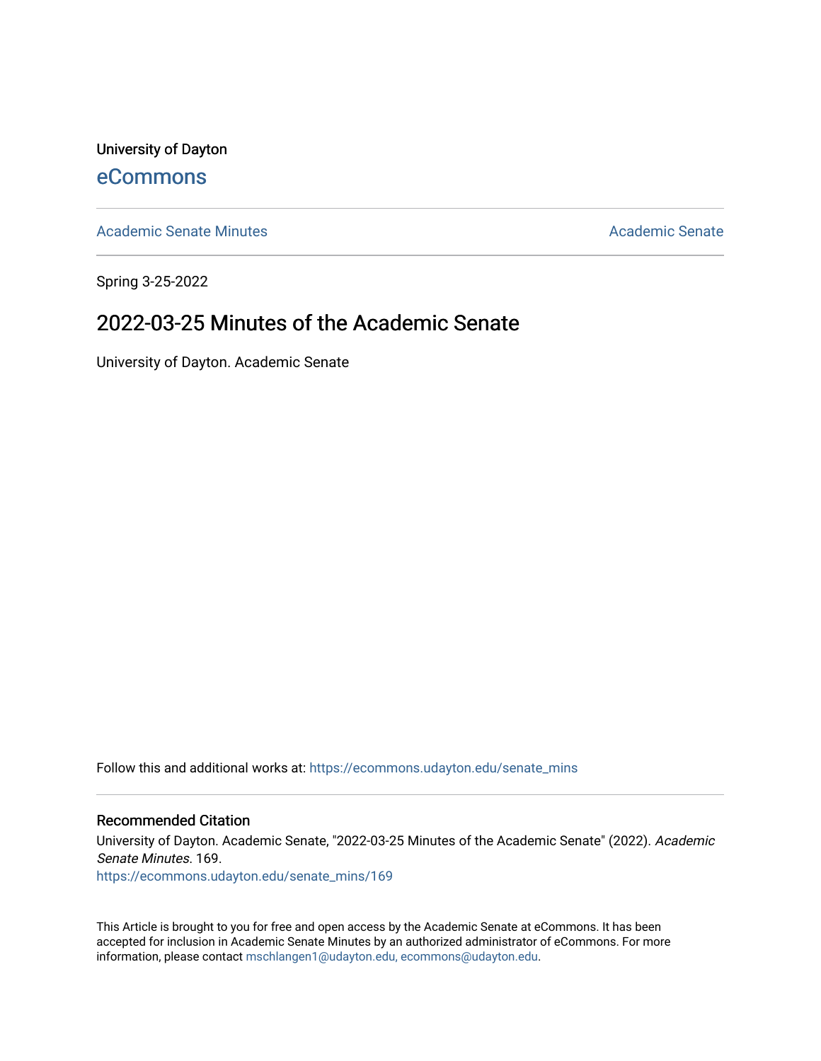University of Dayton

eCommons

Academic Senate Minutes | Academic Senate

Spring 3-25-2022

# 2022-03-25 Minutes of the Academic Senate

University of Dayton. Academic Senate

Follow this and additional works at: https://ecommons.udayton.edu/senate_mins

## Recommended Citation

University of Dayton. Academic Senate, "2022-03-25 Minutes of the Academic Senate" (2022). *Academic Senate Minutes*. 169.
https://ecommons.udayton.edu/senate_mins/169

This Article is brought to you for free and open access by the Academic Senate at eCommons. It has been accepted for inclusion in Academic Senate Minutes by an authorized administrator of eCommons. For more information, please contact mschlangen1@udayton.edu, ecommons@udayton.edu.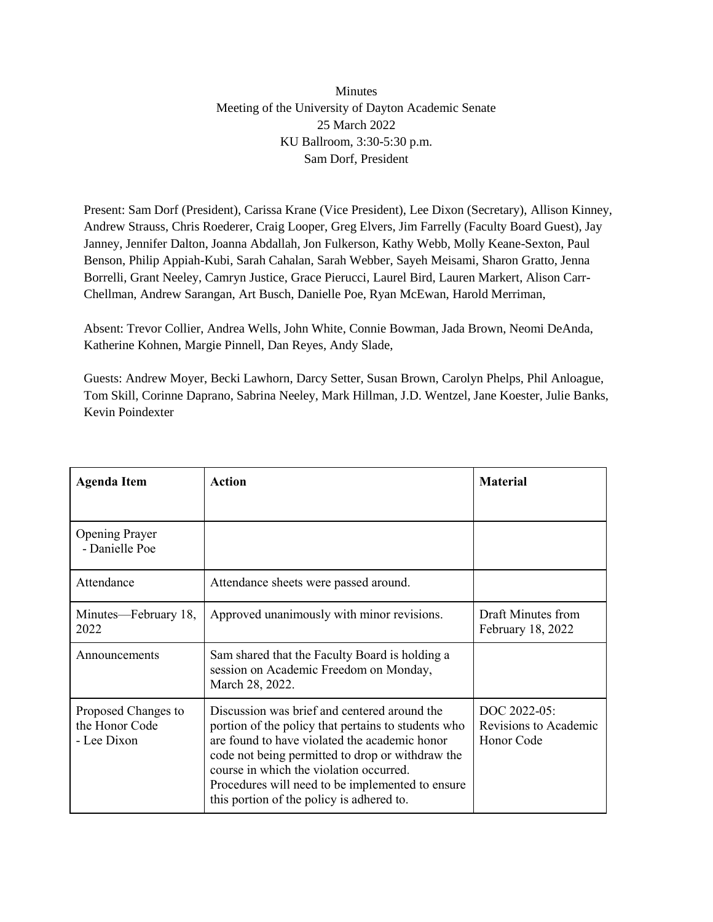Minutes
Meeting of the University of Dayton Academic Senate
25 March 2022
KU Ballroom, 3:30-5:30 p.m.
Sam Dorf, President

Present: Sam Dorf (President), Carissa Krane (Vice President), Lee Dixon (Secretary), Allison Kinney, Andrew Strauss, Chris Roederer, Craig Looper, Greg Elvers, Jim Farrelly (Faculty Board Guest), Jay Janney, Jennifer Dalton, Joanna Abdallah, Jon Fulkerson, Kathy Webb, Molly Keane-Sexton, Paul Benson, Philip Appiah-Kubi, Sarah Cahalan, Sarah Webber, Sayeh Meisami, Sharon Gratto, Jenna Borrelli, Grant Neeley, Camryn Justice, Grace Pierucci, Laurel Bird, Lauren Markert, Alison Carr-Chellman, Andrew Sarangan, Art Busch, Danielle Poe, Ryan McEwan, Harold Merriman,

Absent: Trevor Collier, Andrea Wells, John White, Connie Bowman, Jada Brown, Neomi DeAnda, Katherine Kohnen, Margie Pinnell, Dan Reyes, Andy Slade,

Guests: Andrew Moyer, Becki Lawhorn, Darcy Setter, Susan Brown, Carolyn Phelps, Phil Anloague, Tom Skill, Corinne Daprano, Sabrina Neeley, Mark Hillman, J.D. Wentzel, Jane Koester, Julie Banks, Kevin Poindexter

| **Agenda Item** | **Action** | **Material** |
|---|---|---|
| Opening Prayer<br>- Danielle Poe | | |
| Attendance | Attendance sheets were passed around. | |
| Minutes—February 18, 2022 | Approved unanimously with minor revisions. | Draft Minutes from February 18, 2022 |
| Announcements | Sam shared that the Faculty Board is holding a session on Academic Freedom on Monday, March 28, 2022. | |
| Proposed Changes to the Honor Code<br>- Lee Dixon | Discussion was brief and centered around the portion of the policy that pertains to students who are found to have violated the academic honor code not being permitted to drop or withdraw the course in which the violation occurred. Procedures will need to be implemented to ensure this portion of the policy is adhered to. | DOC 2022-05: Revisions to Academic Honor Code |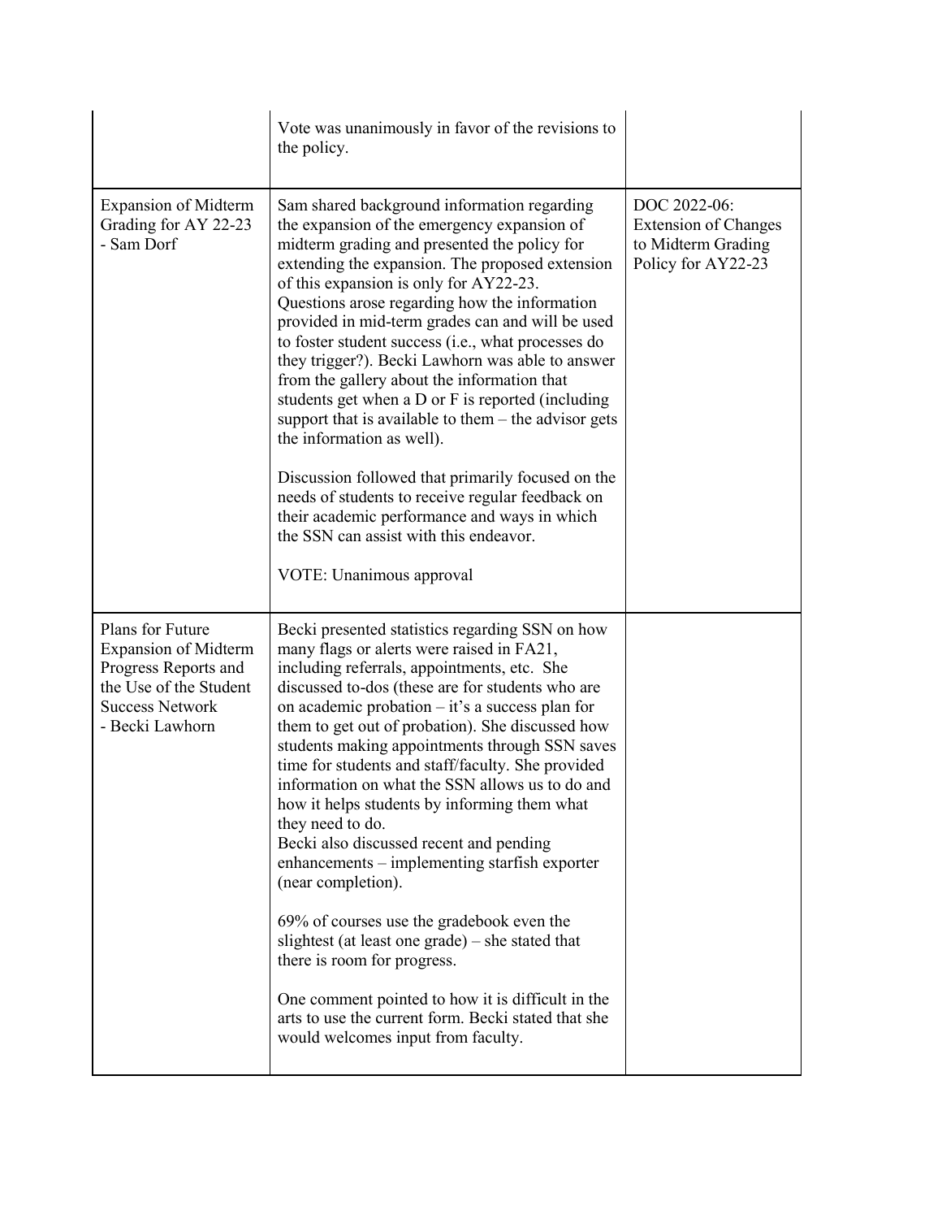| | | |
|---|---|---|
| | Vote was unanimously in favor of the revisions to the policy. | |
| Expansion of Midterm Grading for AY 22-23 - Sam Dorf | Sam shared background information regarding the expansion of the emergency expansion of midterm grading and presented the policy for extending the expansion. The proposed extension of this expansion is only for AY22-23. Questions arose regarding how the information provided in mid-term grades can and will be used to foster student success (i.e., what processes do they trigger?). Becki Lawhorn was able to answer from the gallery about the information that students get when a D or F is reported (including support that is available to them – the advisor gets the information as well).<br><br>Discussion followed that primarily focused on the needs of students to receive regular feedback on their academic performance and ways in which the SSN can assist with this endeavor.<br><br>VOTE: Unanimous approval | DOC 2022-06: Extension of Changes to Midterm Grading Policy for AY22-23 |
| Plans for Future Expansion of Midterm Progress Reports and the Use of the Student Success Network - Becki Lawhorn | Becki presented statistics regarding SSN on how many flags or alerts were raised in FA21, including referrals, appointments, etc. She discussed to-dos (these are for students who are on academic probation – it's a success plan for them to get out of probation). She discussed how students making appointments through SSN saves time for students and staff/faculty. She provided information on what the SSN allows us to do and how it helps students by informing them what they need to do.<br>Becki also discussed recent and pending enhancements – implementing starfish exporter (near completion).<br><br>69% of courses use the gradebook even the slightest (at least one grade) – she stated that there is room for progress.<br><br>One comment pointed to how it is difficult in the arts to use the current form. Becki stated that she would welcomes input from faculty. | |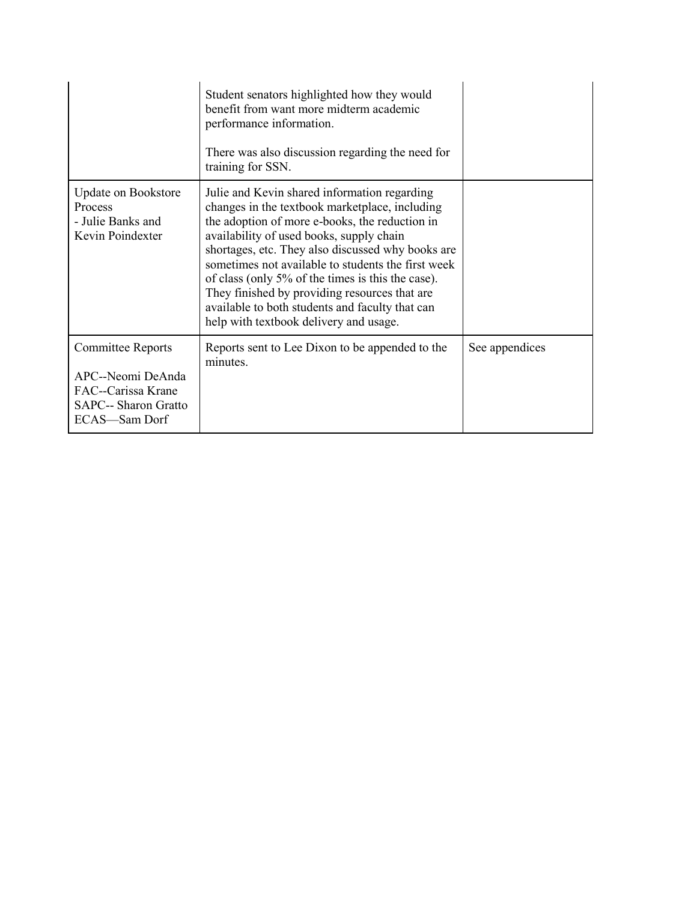|  |  |  |
|---|---|---|
|  | Student senators highlighted how they would benefit from want more midterm academic performance information.<br><br>There was also discussion regarding the need for training for SSN. |  |
| Update on Bookstore Process<br>- Julie Banks and Kevin Poindexter | Julie and Kevin shared information regarding changes in the textbook marketplace, including the adoption of more e-books, the reduction in availability of used books, supply chain shortages, etc. They also discussed why books are sometimes not available to students the first week of class (only 5% of the times is this the case). They finished by providing resources that are available to both students and faculty that can help with textbook delivery and usage. |  |
| Committee Reports<br><br>APC--Neomi DeAnda<br>FAC--Carissa Krane<br>SAPC-- Sharon Gratto<br>ECAS—Sam Dorf | Reports sent to Lee Dixon to be appended to the minutes. | See appendices |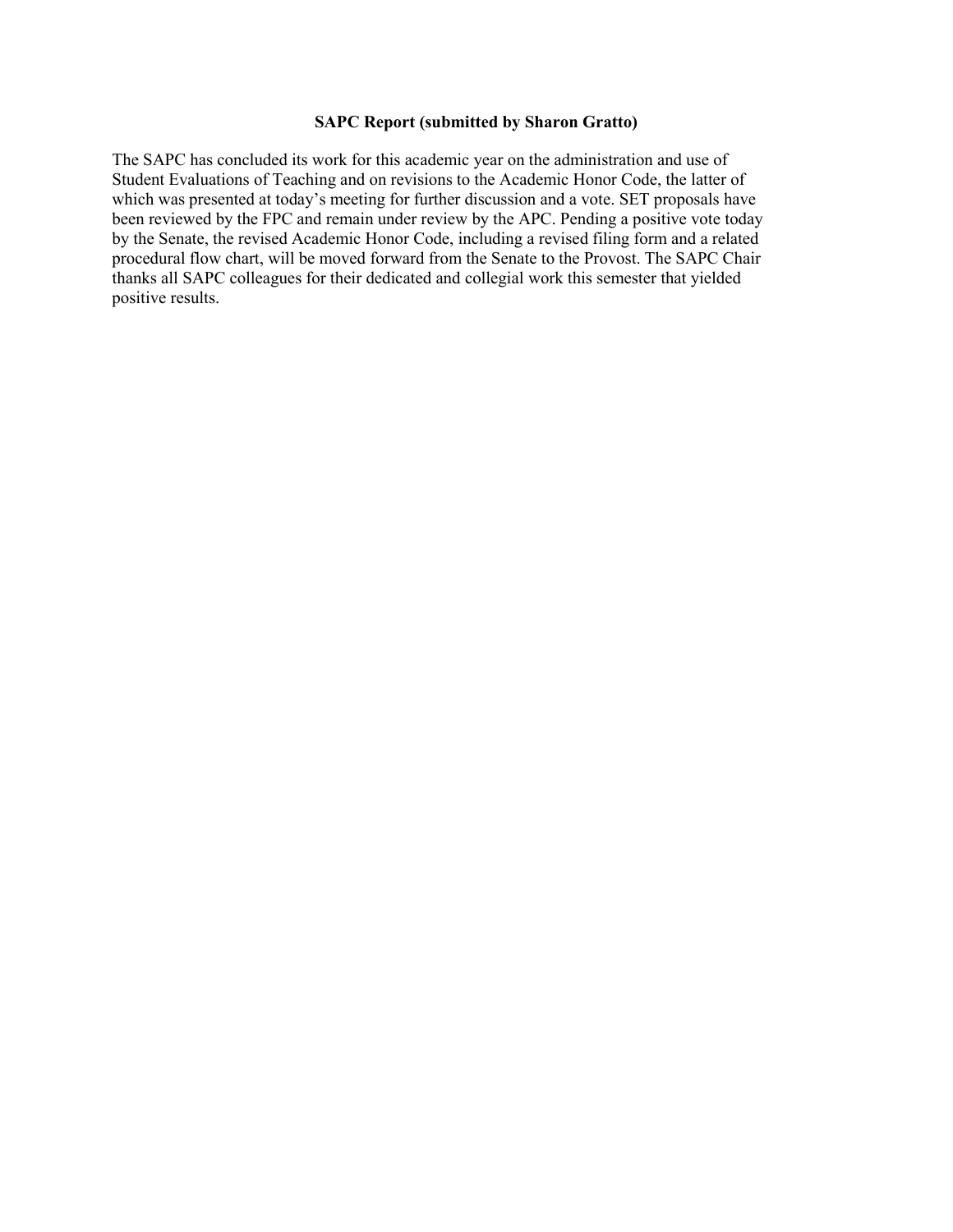**SAPC Report (submitted by Sharon Gratto)**

The SAPC has concluded its work for this academic year on the administration and use of Student Evaluations of Teaching and on revisions to the Academic Honor Code, the latter of which was presented at today's meeting for further discussion and a vote. SET proposals have been reviewed by the FPC and remain under review by the APC. Pending a positive vote today by the Senate, the revised Academic Honor Code, including a revised filing form and a related procedural flow chart, will be moved forward from the Senate to the Provost. The SAPC Chair thanks all SAPC colleagues for their dedicated and collegial work this semester that yielded positive results.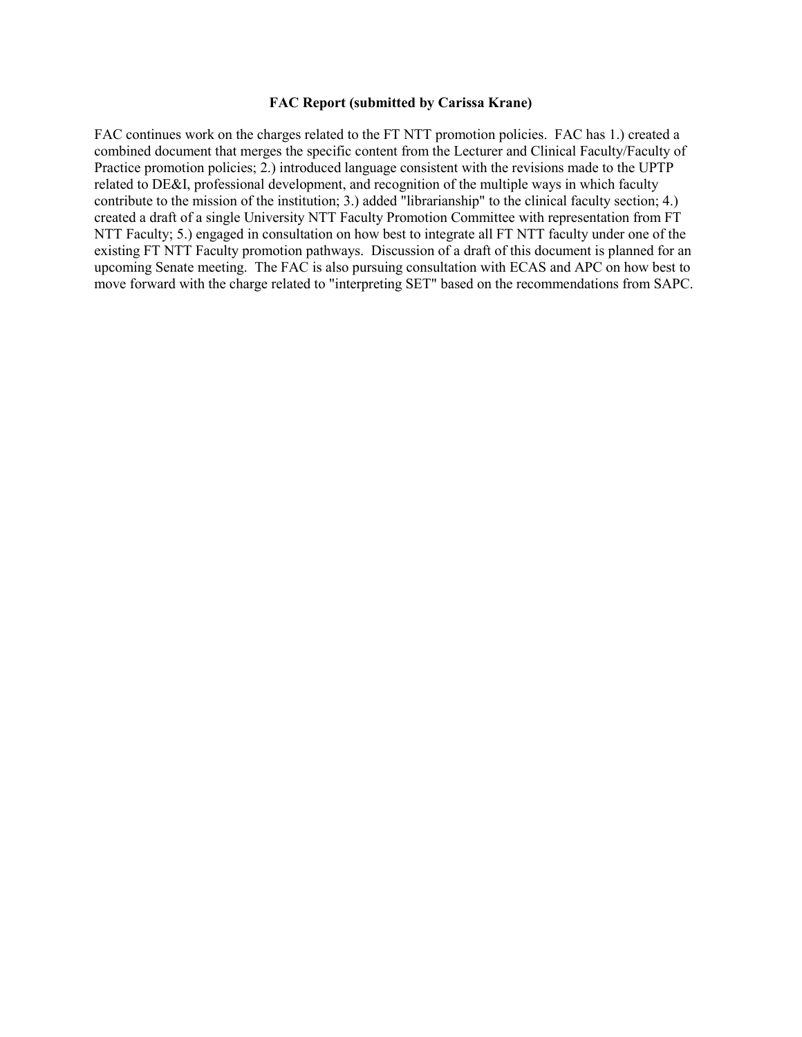**FAC Report (submitted by Carissa Krane)**

FAC continues work on the charges related to the FT NTT promotion policies. FAC has 1.) created a combined document that merges the specific content from the Lecturer and Clinical Faculty/Faculty of Practice promotion policies; 2.) introduced language consistent with the revisions made to the UPTP related to DE&I, professional development, and recognition of the multiple ways in which faculty contribute to the mission of the institution; 3.) added "librarianship" to the clinical faculty section; 4.) created a draft of a single University NTT Faculty Promotion Committee with representation from FT NTT Faculty; 5.) engaged in consultation on how best to integrate all FT NTT faculty under one of the existing FT NTT Faculty promotion pathways. Discussion of a draft of this document is planned for an upcoming Senate meeting. The FAC is also pursuing consultation with ECAS and APC on how best to move forward with the charge related to "interpreting SET" based on the recommendations from SAPC.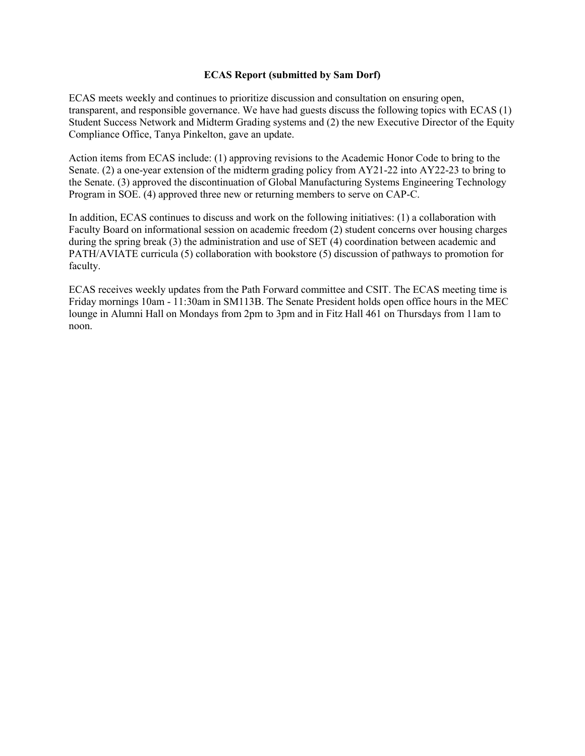**ECAS Report (submitted by Sam Dorf)**

ECAS meets weekly and continues to prioritize discussion and consultation on ensuring open, transparent, and responsible governance. We have had guests discuss the following topics with ECAS (1) Student Success Network and Midterm Grading systems and (2) the new Executive Director of the Equity Compliance Office, Tanya Pinkelton, gave an update.

Action items from ECAS include: (1) approving revisions to the Academic Honor Code to bring to the Senate. (2) a one-year extension of the midterm grading policy from AY21-22 into AY22-23 to bring to the Senate. (3) approved the discontinuation of Global Manufacturing Systems Engineering Technology Program in SOE. (4) approved three new or returning members to serve on CAP-C.

In addition, ECAS continues to discuss and work on the following initiatives: (1) a collaboration with Faculty Board on informational session on academic freedom (2) student concerns over housing charges during the spring break (3) the administration and use of SET (4) coordination between academic and PATH/AVIATE curricula (5) collaboration with bookstore (5) discussion of pathways to promotion for faculty.

ECAS receives weekly updates from the Path Forward committee and CSIT. The ECAS meeting time is Friday mornings 10am - 11:30am in SM113B. The Senate President holds open office hours in the MEC lounge in Alumni Hall on Mondays from 2pm to 3pm and in Fitz Hall 461 on Thursdays from 11am to noon.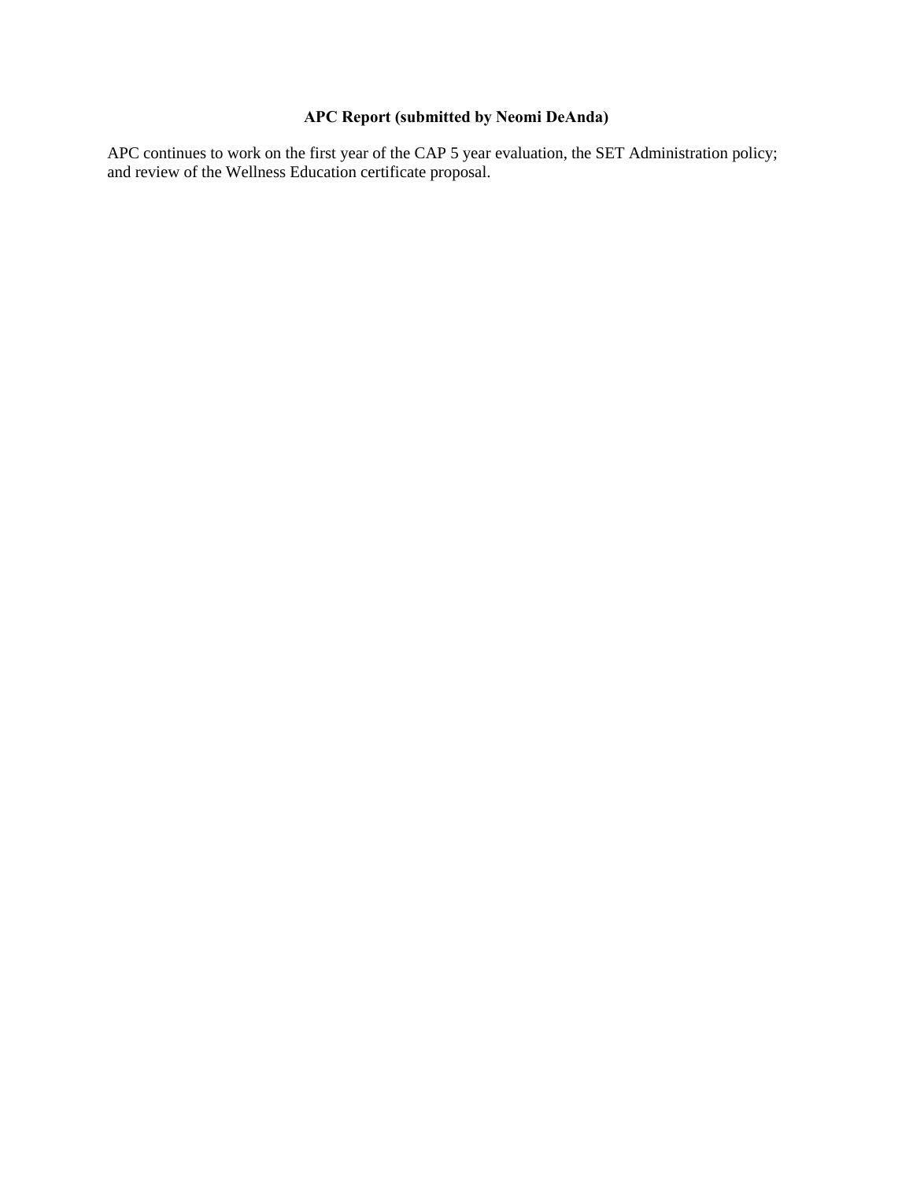**APC Report (submitted by Neomi DeAnda)**

APC continues to work on the first year of the CAP 5 year evaluation, the SET Administration policy; and review of the Wellness Education certificate proposal.